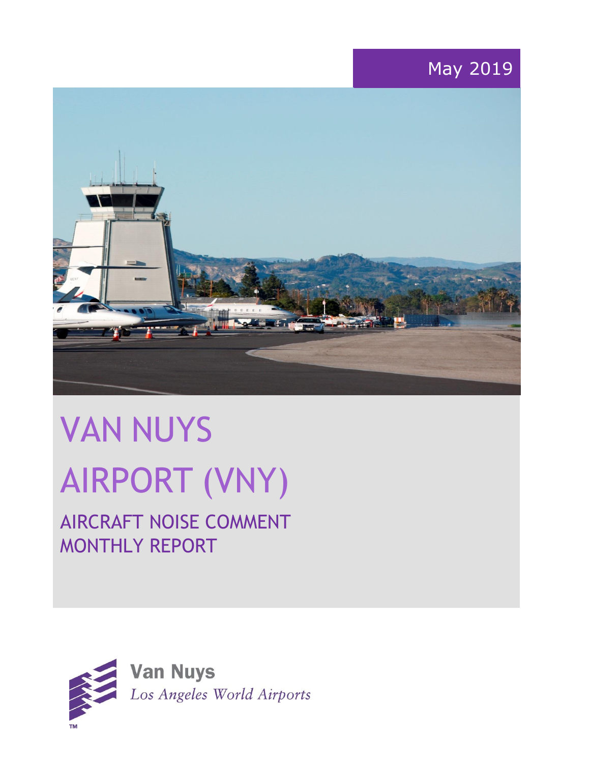May 2019

# VAN NUYS AIRPORT (VNY)

## AIRCRAFT NOISE COMMENT MONTHLY REPORT

**Van Nuys**
*Los Angeles World Airports*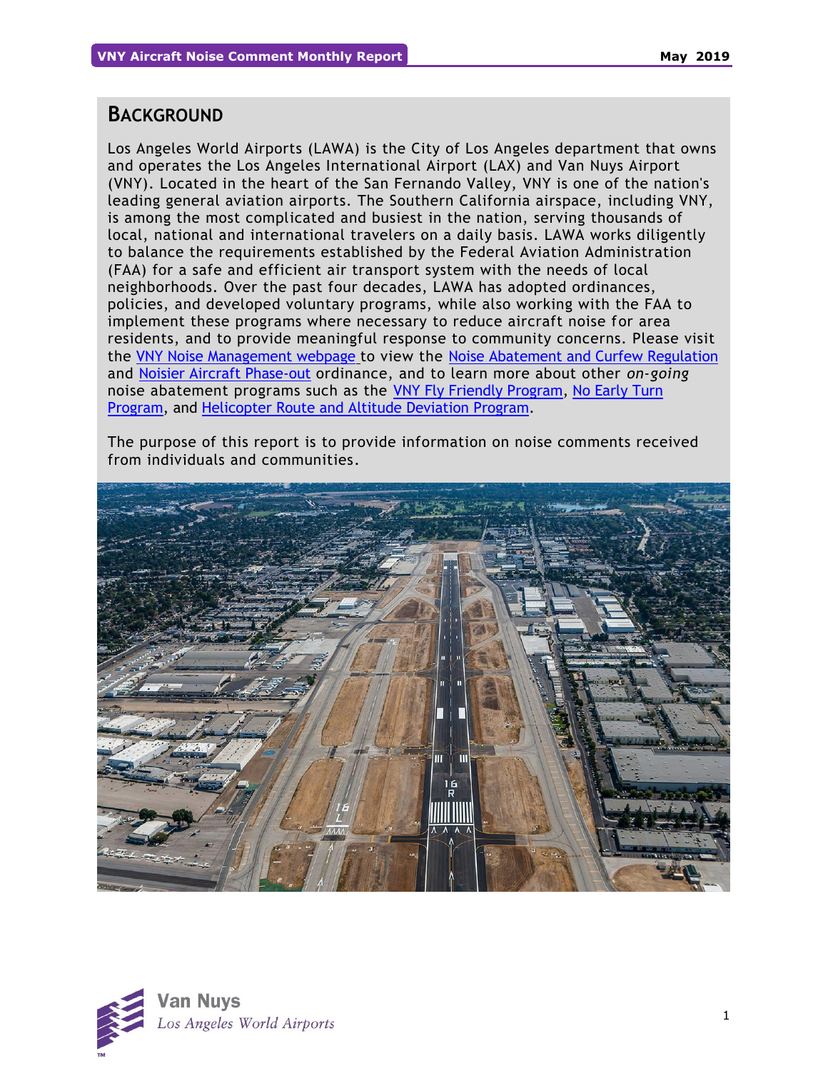## BACKGROUND

Los Angeles World Airports (LAWA) is the City of Los Angeles department that owns and operates the Los Angeles International Airport (LAX) and Van Nuys Airport (VNY). Located in the heart of the San Fernando Valley, VNY is one of the nation's leading general aviation airports. The Southern California airspace, including VNY, is among the most complicated and busiest in the nation, serving thousands of local, national and international travelers on a daily basis. LAWA works diligently to balance the requirements established by the Federal Aviation Administration (FAA) for a safe and efficient air transport system with the needs of local neighborhoods. Over the past four decades, LAWA has adopted ordinances, policies, and developed voluntary programs, while also working with the FAA to implement these programs where necessary to reduce aircraft noise for area residents, and to provide meaningful response to community concerns. Please visit the VNY Noise Management webpage to view the Noise Abatement and Curfew Regulation and Noisier Aircraft Phase-out ordinance, and to learn more about other *on-going* noise abatement programs such as the VNY Fly Friendly Program, No Early Turn Program, and Helicopter Route and Altitude Deviation Program.

The purpose of this report is to provide information on noise comments received from individuals and communities.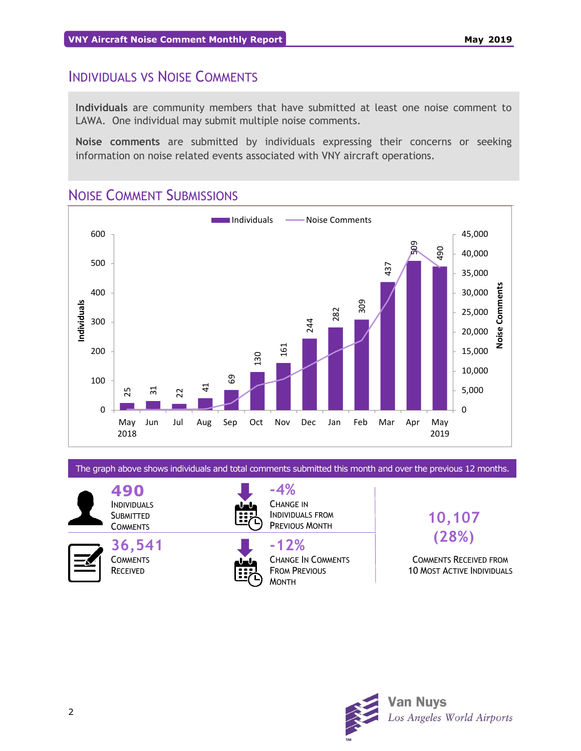## INDIVIDUALS VS NOISE COMMENTS

**Individuals** are community members that have submitted at least one noise comment to LAWA. One individual may submit multiple noise comments.

**Noise comments** are submitted by individuals expressing their concerns or seeking information on noise related events associated with VNY aircraft operations.

## NOISE COMMENT SUBMISSIONS

| Month | Individuals |
|---|---|
| May 2018 | 25 |
| Jun | 31 |
| Jul | 22 |
| Aug | 41 |
| Sep | 69 |
| Oct | 130 |
| Nov | 161 |
| Dec | 244 |
| Jan | 282 |
| Feb | 309 |
| Mar | 437 |
| Apr | 509 |
| May 2019 | 490 |

The graph above shows individuals and total comments submitted this month and over the previous 12 months.

**490** INDIVIDUALS SUBMITTED COMMENTS

**-4%** CHANGE IN INDIVIDUALS FROM PREVIOUS MONTH

**36,541** COMMENTS RECEIVED

**-12%** CHANGE IN COMMENTS FROM PREVIOUS MONTH

**10,107 (28%)** COMMENTS RECEIVED FROM 10 MOST ACTIVE INDIVIDUALS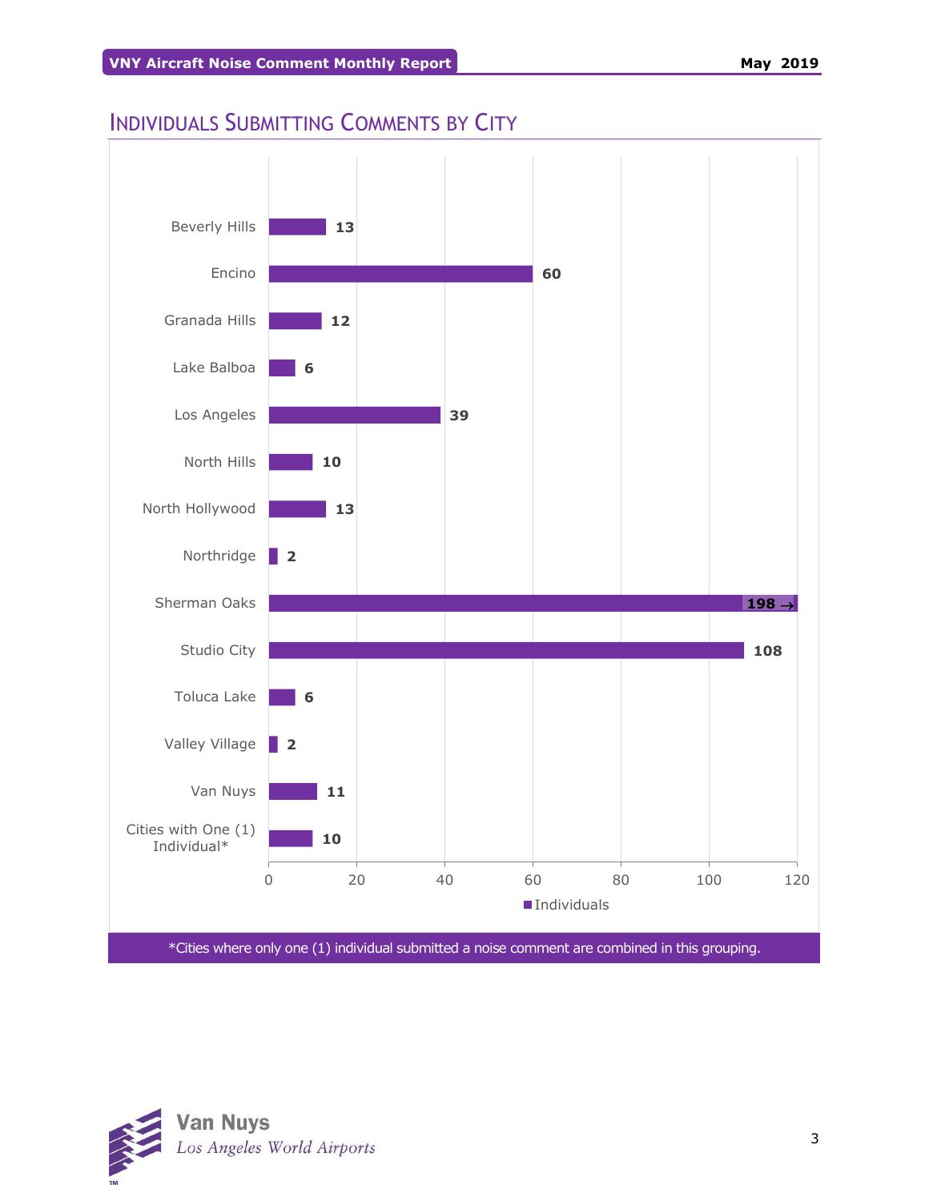## Individuals Submitting Comments by City

| City | Individuals |
|---|---|
| Beverly Hills | 13 |
| Encino | 60 |
| Granada Hills | 12 |
| Lake Balboa | 6 |
| Los Angeles | 39 |
| North Hills | 10 |
| North Hollywood | 13 |
| Northridge | 2 |
| Sherman Oaks | 198 → |
| Studio City | 108 |
| Toluca Lake | 6 |
| Valley Village | 2 |
| Van Nuys | 11 |
| Cities with One (1) Individual* | 10 |

*Cities where only one (1) individual submitted a noise comment are combined in this grouping.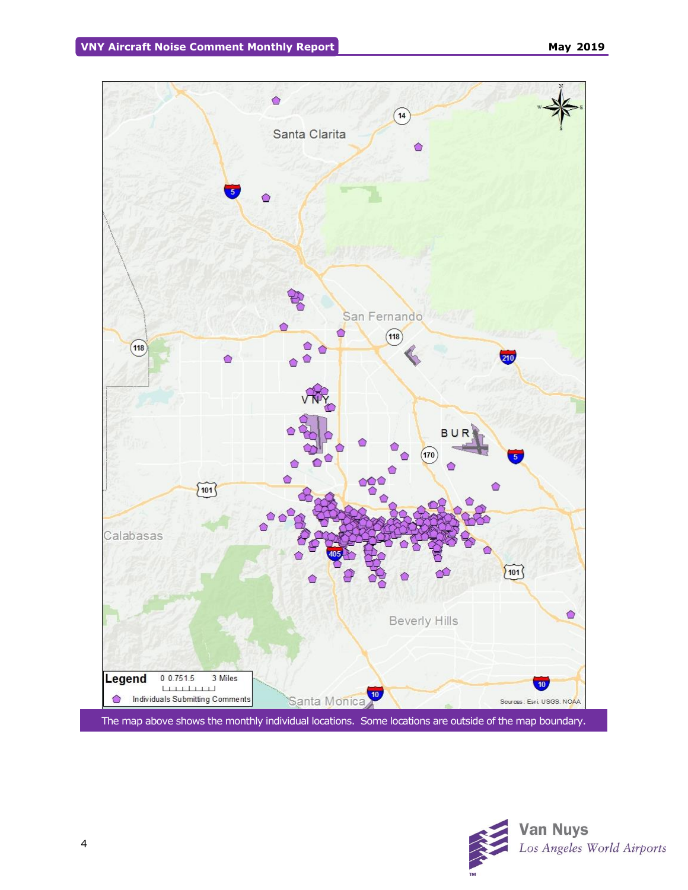The map above shows the monthly individual locations. Some locations are outside of the map boundary.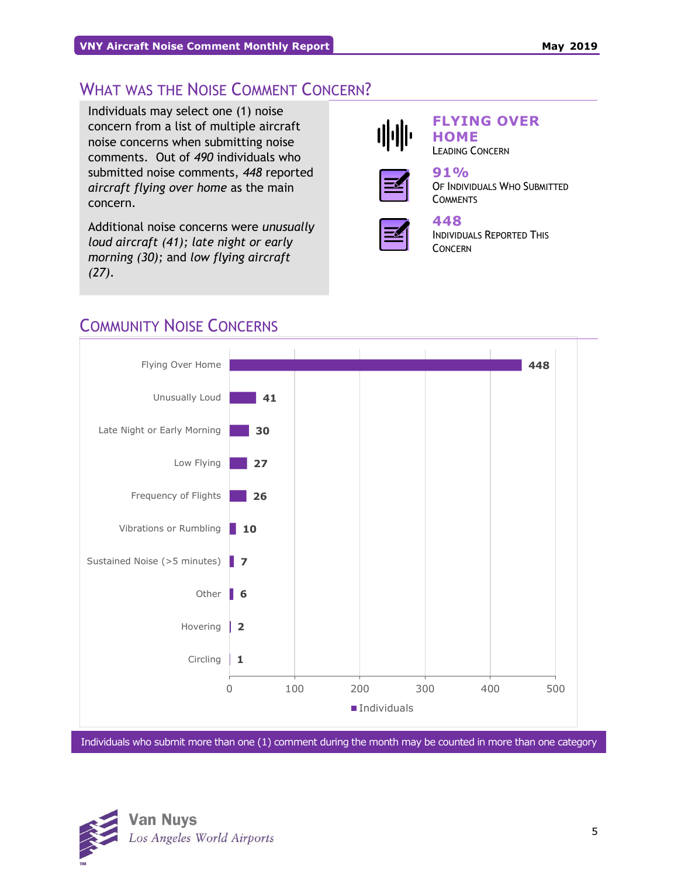## What was the Noise Comment Concern?

Individuals may select one (1) noise concern from a list of multiple aircraft noise concerns when submitting noise comments. Out of *490* individuals who submitted noise comments, *448* reported *aircraft flying over home* as the main concern.

Additional noise concerns were *unusually loud aircraft (41); late night or early morning (30);* and *low flying aircraft (27).*

**FLYING OVER HOME**
Leading Concern

**91%**
Of Individuals Who Submitted Comments

**448**
Individuals Reported This Concern

## Community Noise Concerns

| Concern | Individuals |
|---|---|
| Flying Over Home | 448 |
| Unusually Loud | 41 |
| Late Night or Early Morning | 30 |
| Low Flying | 27 |
| Frequency of Flights | 26 |
| Vibrations or Rumbling | 10 |
| Sustained Noise (>5 minutes) | 7 |
| Other | 6 |
| Hovering | 2 |
| Circling | 1 |

Individuals who submit more than one (1) comment during the month may be counted in more than one category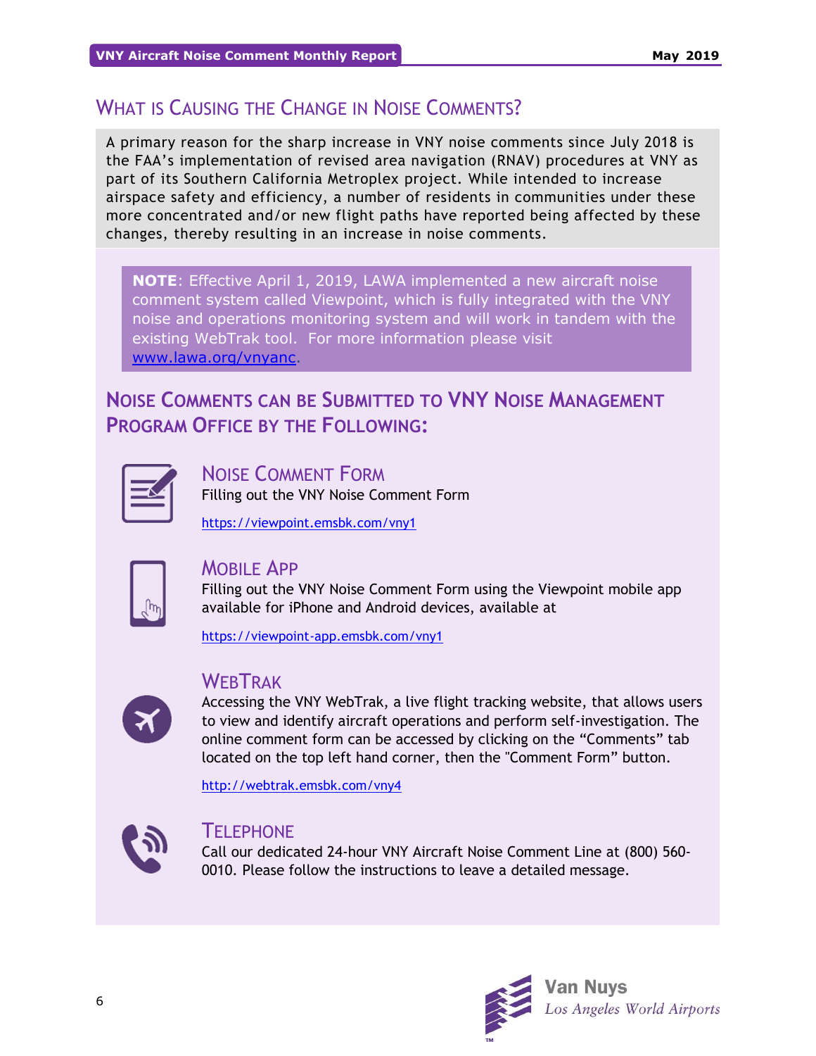## What is Causing the Change in Noise Comments?

A primary reason for the sharp increase in VNY noise comments since July 2018 is the FAA's implementation of revised area navigation (RNAV) procedures at VNY as part of its Southern California Metroplex project. While intended to increase airspace safety and efficiency, a number of residents in communities under these more concentrated and/or new flight paths have reported being affected by these changes, thereby resulting in an increase in noise comments.

**NOTE**: Effective April 1, 2019, LAWA implemented a new aircraft noise comment system called Viewpoint, which is fully integrated with the VNY noise and operations monitoring system and will work in tandem with the existing WebTrak tool. For more information please visit www.lawa.org/vnyanc.

## Noise Comments can be Submitted to VNY Noise Management Program Office by the Following:

### Noise Comment Form

Filling out the VNY Noise Comment Form

https://viewpoint.emsbk.com/vny1

### Mobile App

Filling out the VNY Noise Comment Form using the Viewpoint mobile app available for iPhone and Android devices, available at

https://viewpoint-app.emsbk.com/vny1

### WebTrak

Accessing the VNY WebTrak, a live flight tracking website, that allows users to view and identify aircraft operations and perform self-investigation. The online comment form can be accessed by clicking on the "Comments" tab located on the top left hand corner, then the "Comment Form" button.

http://webtrak.emsbk.com/vny4

### Telephone

Call our dedicated 24-hour VNY Aircraft Noise Comment Line at (800) 560-0010. Please follow the instructions to leave a detailed message.

Van Nuys
*Los Angeles World Airports*